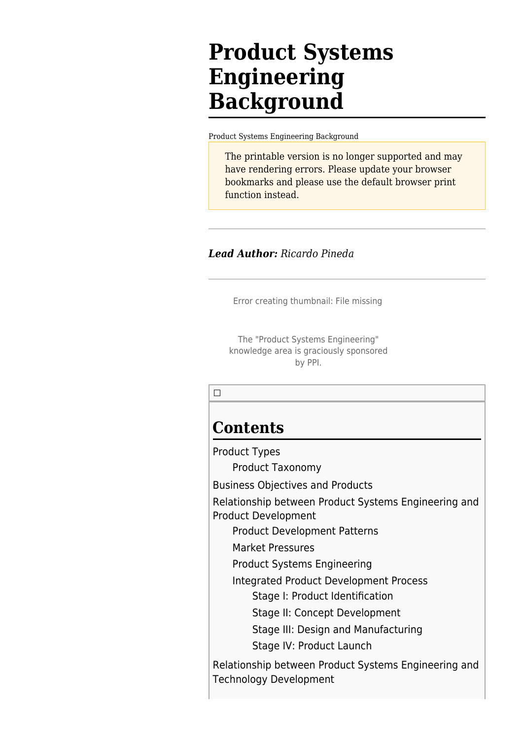# Product Systems Engineering Background

Product Systems Engineering Background

The printable version is no longer supported and may have rendering errors. Please update your browser bookmarks and please use the default browser print function instead.

---

***Lead Author:*** *Ricardo Pineda*

---

Error creating thumbnail: File missing

The "Product Systems Engineering" knowledge area is graciously sponsored by PPI.

## Contents

- Product Types
  - Product Taxonomy
- Business Objectives and Products
- Relationship between Product Systems Engineering and Product Development
  - Product Development Patterns
  - Market Pressures
  - Product Systems Engineering
  - Integrated Product Development Process
    - Stage I: Product Identification
    - Stage II: Concept Development
    - Stage III: Design and Manufacturing
    - Stage IV: Product Launch
- Relationship between Product Systems Engineering and Technology Development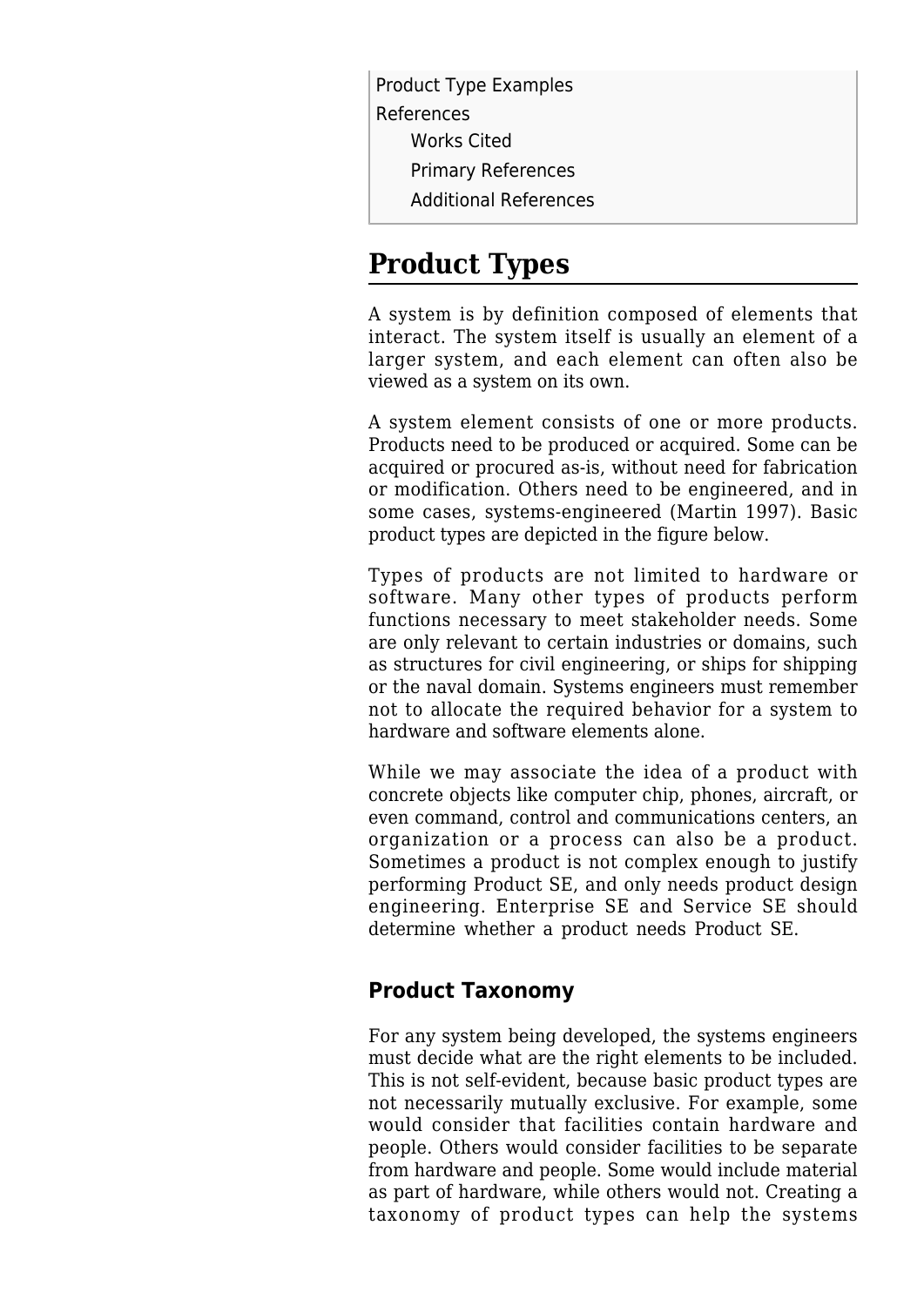Product Type Examples
References
- Works Cited
- Primary References
- Additional References

# Product Types

A system is by definition composed of elements that interact. The system itself is usually an element of a larger system, and each element can often also be viewed as a system on its own.

A system element consists of one or more products. Products need to be produced or acquired. Some can be acquired or procured as-is, without need for fabrication or modification. Others need to be engineered, and in some cases, systems-engineered (Martin 1997). Basic product types are depicted in the figure below.

Types of products are not limited to hardware or software. Many other types of products perform functions necessary to meet stakeholder needs. Some are only relevant to certain industries or domains, such as structures for civil engineering, or ships for shipping or the naval domain. Systems engineers must remember not to allocate the required behavior for a system to hardware and software elements alone.

While we may associate the idea of a product with concrete objects like computer chip, phones, aircraft, or even command, control and communications centers, an organization or a process can also be a product. Sometimes a product is not complex enough to justify performing Product SE, and only needs product design engineering. Enterprise SE and Service SE should determine whether a product needs Product SE.

## Product Taxonomy

For any system being developed, the systems engineers must decide what are the right elements to be included. This is not self-evident, because basic product types are not necessarily mutually exclusive. For example, some would consider that facilities contain hardware and people. Others would consider facilities to be separate from hardware and people. Some would include material as part of hardware, while others would not. Creating a taxonomy of product types can help the systems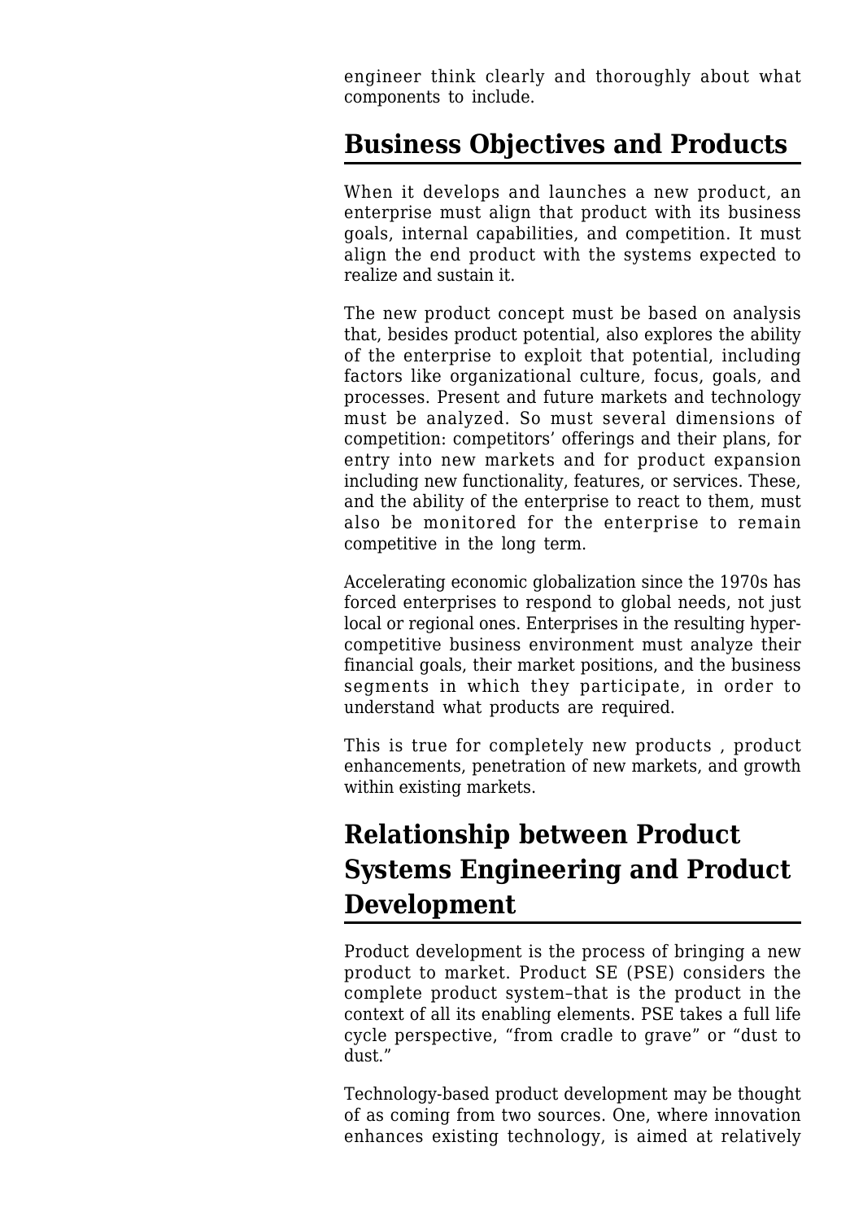engineer think clearly and thoroughly about what components to include.

## Business Objectives and Products

When it develops and launches a new product, an enterprise must align that product with its business goals, internal capabilities, and competition. It must align the end product with the systems expected to realize and sustain it.

The new product concept must be based on analysis that, besides product potential, also explores the ability of the enterprise to exploit that potential, including factors like organizational culture, focus, goals, and processes. Present and future markets and technology must be analyzed. So must several dimensions of competition: competitors' offerings and their plans, for entry into new markets and for product expansion including new functionality, features, or services. These, and the ability of the enterprise to react to them, must also be monitored for the enterprise to remain competitive in the long term.

Accelerating economic globalization since the 1970s has forced enterprises to respond to global needs, not just local or regional ones. Enterprises in the resulting hyper-competitive business environment must analyze their financial goals, their market positions, and the business segments in which they participate, in order to understand what products are required.

This is true for completely new products , product enhancements, penetration of new markets, and growth within existing markets.

## Relationship between Product Systems Engineering and Product Development

Product development is the process of bringing a new product to market. Product SE (PSE) considers the complete product system–that is the product in the context of all its enabling elements. PSE takes a full life cycle perspective, "from cradle to grave" or "dust to dust."

Technology-based product development may be thought of as coming from two sources. One, where innovation enhances existing technology, is aimed at relatively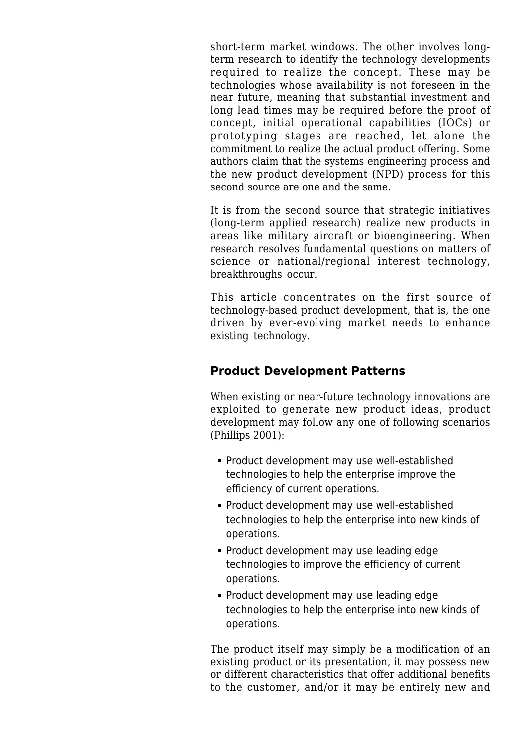short-term market windows. The other involves long-term research to identify the technology developments required to realize the concept. These may be technologies whose availability is not foreseen in the near future, meaning that substantial investment and long lead times may be required before the proof of concept, initial operational capabilities (IOCs) or prototyping stages are reached, let alone the commitment to realize the actual product offering. Some authors claim that the systems engineering process and the new product development (NPD) process for this second source are one and the same.

It is from the second source that strategic initiatives (long-term applied research) realize new products in areas like military aircraft or bioengineering. When research resolves fundamental questions on matters of science or national/regional interest technology, breakthroughs occur.

This article concentrates on the first source of technology-based product development, that is, the one driven by ever-evolving market needs to enhance existing technology.

## Product Development Patterns

When existing or near-future technology innovations are exploited to generate new product ideas, product development may follow any one of following scenarios (Phillips 2001):

- Product development may use well-established technologies to help the enterprise improve the efficiency of current operations.
- Product development may use well-established technologies to help the enterprise into new kinds of operations.
- Product development may use leading edge technologies to improve the efficiency of current operations.
- Product development may use leading edge technologies to help the enterprise into new kinds of operations.

The product itself may simply be a modification of an existing product or its presentation, it may possess new or different characteristics that offer additional benefits to the customer, and/or it may be entirely new and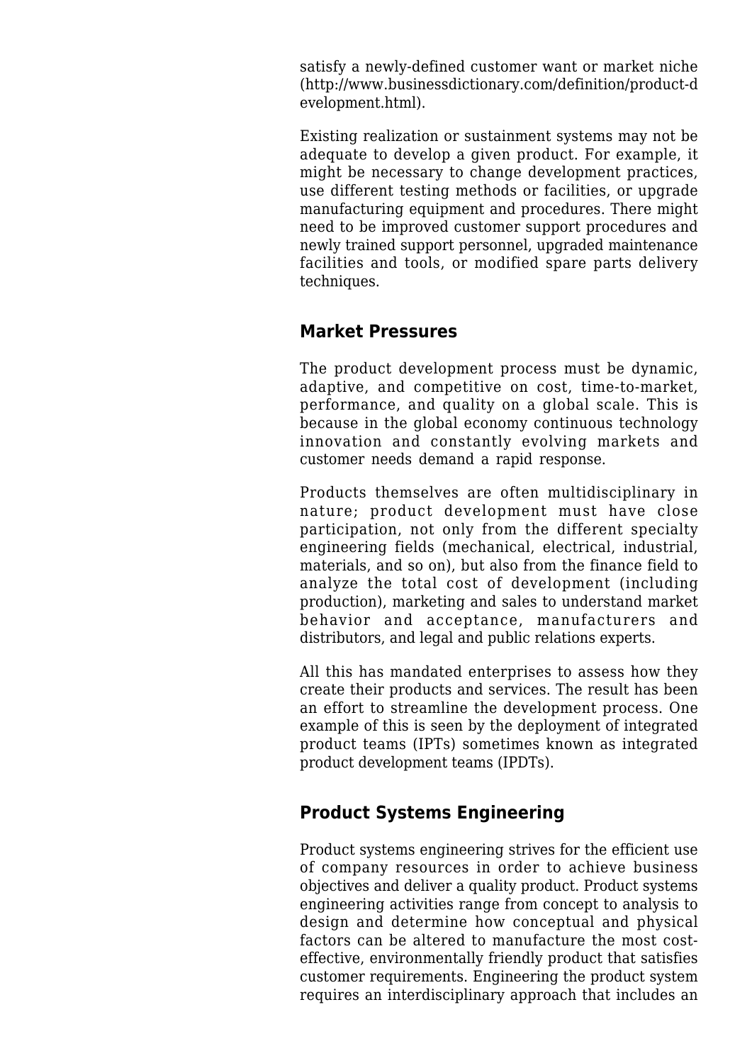satisfy a newly-defined customer want or market niche (http://www.businessdictionary.com/definition/product-development.html).

Existing realization or sustainment systems may not be adequate to develop a given product. For example, it might be necessary to change development practices, use different testing methods or facilities, or upgrade manufacturing equipment and procedures. There might need to be improved customer support procedures and newly trained support personnel, upgraded maintenance facilities and tools, or modified spare parts delivery techniques.

## Market Pressures

The product development process must be dynamic, adaptive, and competitive on cost, time-to-market, performance, and quality on a global scale. This is because in the global economy continuous technology innovation and constantly evolving markets and customer needs demand a rapid response.

Products themselves are often multidisciplinary in nature; product development must have close participation, not only from the different specialty engineering fields (mechanical, electrical, industrial, materials, and so on), but also from the finance field to analyze the total cost of development (including production), marketing and sales to understand market behavior and acceptance, manufacturers and distributors, and legal and public relations experts.

All this has mandated enterprises to assess how they create their products and services. The result has been an effort to streamline the development process. One example of this is seen by the deployment of integrated product teams (IPTs) sometimes known as integrated product development teams (IPDTs).

## Product Systems Engineering

Product systems engineering strives for the efficient use of company resources in order to achieve business objectives and deliver a quality product. Product systems engineering activities range from concept to analysis to design and determine how conceptual and physical factors can be altered to manufacture the most cost-effective, environmentally friendly product that satisfies customer requirements. Engineering the product system requires an interdisciplinary approach that includes an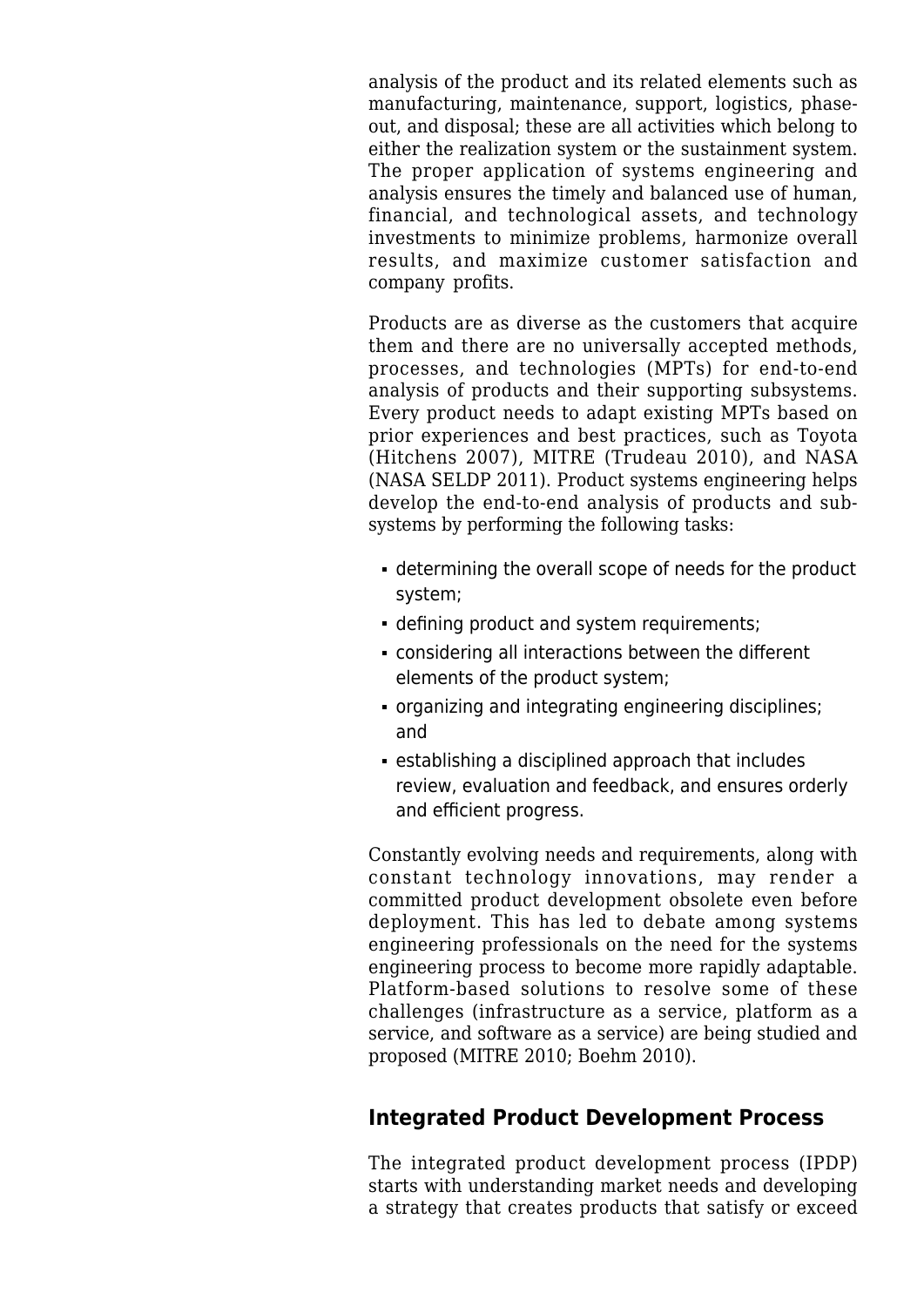analysis of the product and its related elements such as manufacturing, maintenance, support, logistics, phase-out, and disposal; these are all activities which belong to either the realization system or the sustainment system. The proper application of systems engineering and analysis ensures the timely and balanced use of human, financial, and technological assets, and technology investments to minimize problems, harmonize overall results, and maximize customer satisfaction and company profits.

Products are as diverse as the customers that acquire them and there are no universally accepted methods, processes, and technologies (MPTs) for end-to-end analysis of products and their supporting subsystems. Every product needs to adapt existing MPTs based on prior experiences and best practices, such as Toyota (Hitchens 2007), MITRE (Trudeau 2010), and NASA (NASA SELDP 2011). Product systems engineering helps develop the end-to-end analysis of products and subsystems by performing the following tasks:

- determining the overall scope of needs for the product system;
- defining product and system requirements;
- considering all interactions between the different elements of the product system;
- organizing and integrating engineering disciplines; and
- establishing a disciplined approach that includes review, evaluation and feedback, and ensures orderly and efficient progress.

Constantly evolving needs and requirements, along with constant technology innovations, may render a committed product development obsolete even before deployment. This has led to debate among systems engineering professionals on the need for the systems engineering process to become more rapidly adaptable. Platform-based solutions to resolve some of these challenges (infrastructure as a service, platform as a service, and software as a service) are being studied and proposed (MITRE 2010; Boehm 2010).

## Integrated Product Development Process

The integrated product development process (IPDP) starts with understanding market needs and developing a strategy that creates products that satisfy or exceed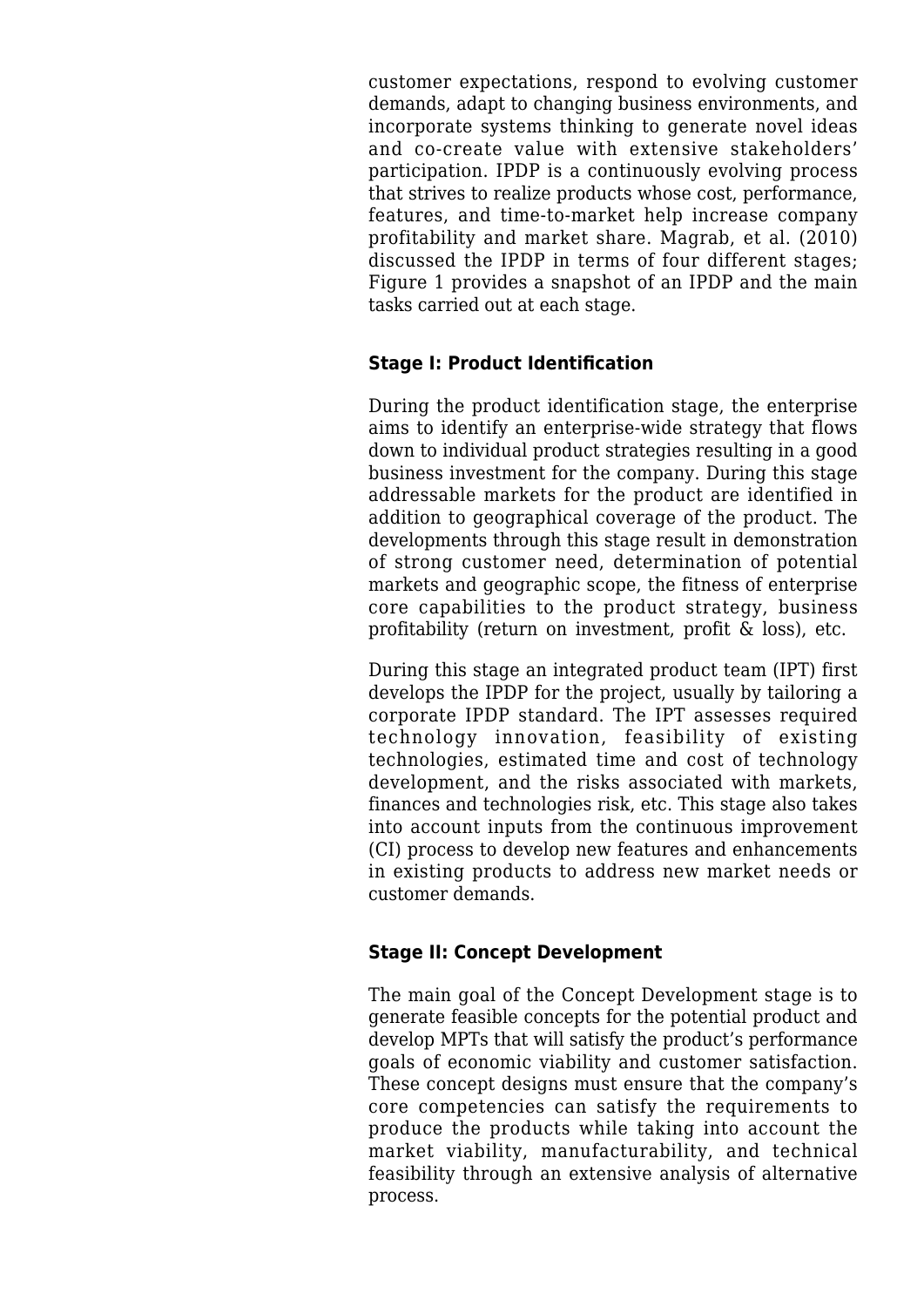customer expectations, respond to evolving customer demands, adapt to changing business environments, and incorporate systems thinking to generate novel ideas and co-create value with extensive stakeholders' participation. IPDP is a continuously evolving process that strives to realize products whose cost, performance, features, and time-to-market help increase company profitability and market share. Magrab, et al. (2010) discussed the IPDP in terms of four different stages; Figure 1 provides a snapshot of an IPDP and the main tasks carried out at each stage.

### Stage I: Product Identification

During the product identification stage, the enterprise aims to identify an enterprise-wide strategy that flows down to individual product strategies resulting in a good business investment for the company. During this stage addressable markets for the product are identified in addition to geographical coverage of the product. The developments through this stage result in demonstration of strong customer need, determination of potential markets and geographic scope, the fitness of enterprise core capabilities to the product strategy, business profitability (return on investment, profit & loss), etc.

During this stage an integrated product team (IPT) first develops the IPDP for the project, usually by tailoring a corporate IPDP standard. The IPT assesses required technology innovation, feasibility of existing technologies, estimated time and cost of technology development, and the risks associated with markets, finances and technologies risk, etc. This stage also takes into account inputs from the continuous improvement (CI) process to develop new features and enhancements in existing products to address new market needs or customer demands.

### Stage II: Concept Development

The main goal of the Concept Development stage is to generate feasible concepts for the potential product and develop MPTs that will satisfy the product's performance goals of economic viability and customer satisfaction. These concept designs must ensure that the company's core competencies can satisfy the requirements to produce the products while taking into account the market viability, manufacturability, and technical feasibility through an extensive analysis of alternative process.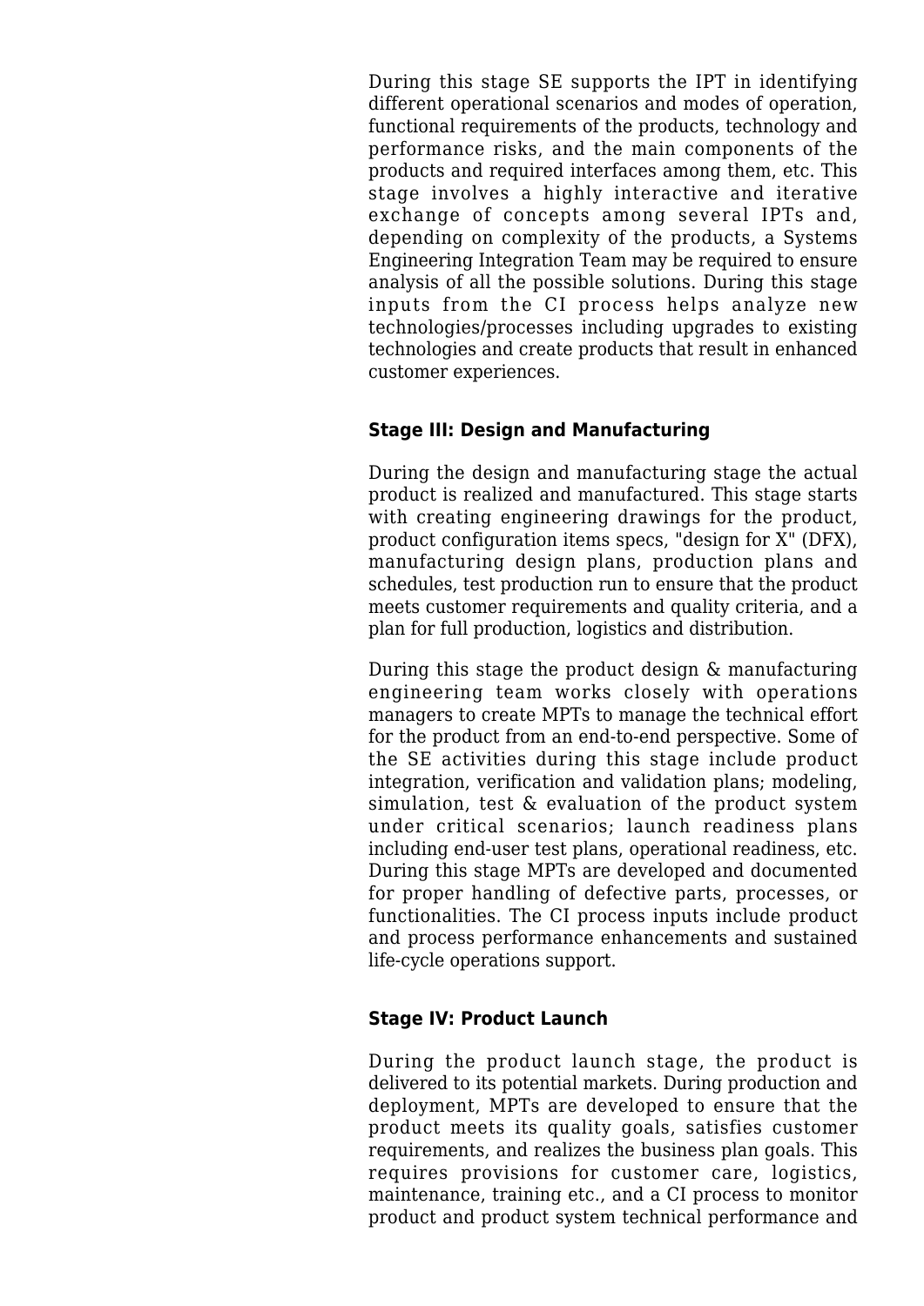During this stage SE supports the IPT in identifying different operational scenarios and modes of operation, functional requirements of the products, technology and performance risks, and the main components of the products and required interfaces among them, etc. This stage involves a highly interactive and iterative exchange of concepts among several IPTs and, depending on complexity of the products, a Systems Engineering Integration Team may be required to ensure analysis of all the possible solutions. During this stage inputs from the CI process helps analyze new technologies/processes including upgrades to existing technologies and create products that result in enhanced customer experiences.

### Stage III: Design and Manufacturing

During the design and manufacturing stage the actual product is realized and manufactured. This stage starts with creating engineering drawings for the product, product configuration items specs, "design for X" (DFX), manufacturing design plans, production plans and schedules, test production run to ensure that the product meets customer requirements and quality criteria, and a plan for full production, logistics and distribution.

During this stage the product design & manufacturing engineering team works closely with operations managers to create MPTs to manage the technical effort for the product from an end-to-end perspective. Some of the SE activities during this stage include product integration, verification and validation plans; modeling, simulation, test & evaluation of the product system under critical scenarios; launch readiness plans including end-user test plans, operational readiness, etc. During this stage MPTs are developed and documented for proper handling of defective parts, processes, or functionalities. The CI process inputs include product and process performance enhancements and sustained life-cycle operations support.

### Stage IV: Product Launch

During the product launch stage, the product is delivered to its potential markets. During production and deployment, MPTs are developed to ensure that the product meets its quality goals, satisfies customer requirements, and realizes the business plan goals. This requires provisions for customer care, logistics, maintenance, training etc., and a CI process to monitor product and product system technical performance and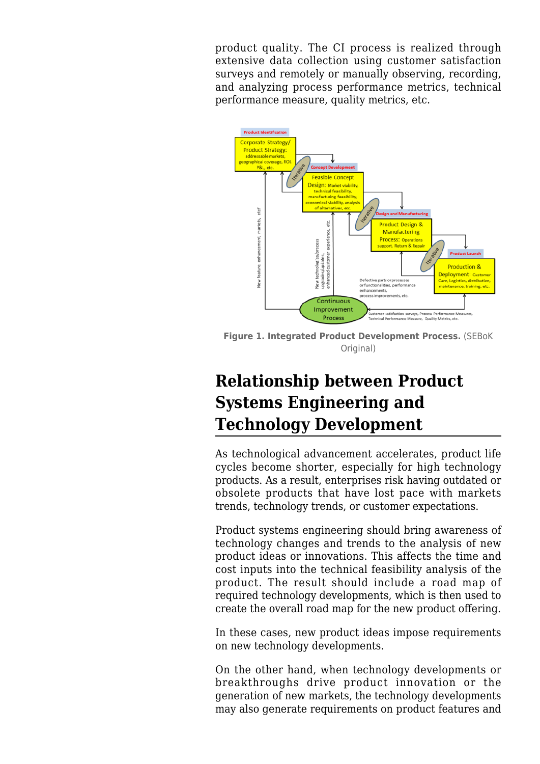product quality. The CI process is realized through extensive data collection using customer satisfaction surveys and remotely or manually observing, recording, and analyzing process performance metrics, technical performance measure, quality metrics, etc.

**Figure 1. Integrated Product Development Process.** (SEBoK Original)

## Relationship between Product Systems Engineering and Technology Development

As technological advancement accelerates, product life cycles become shorter, especially for high technology products. As a result, enterprises risk having outdated or obsolete products that have lost pace with markets trends, technology trends, or customer expectations.

Product systems engineering should bring awareness of technology changes and trends to the analysis of new product ideas or innovations. This affects the time and cost inputs into the technical feasibility analysis of the product. The result should include a road map of required technology developments, which is then used to create the overall road map for the new product offering.

In these cases, new product ideas impose requirements on new technology developments.

On the other hand, when technology developments or breakthroughs drive product innovation or the generation of new markets, the technology developments may also generate requirements on product features and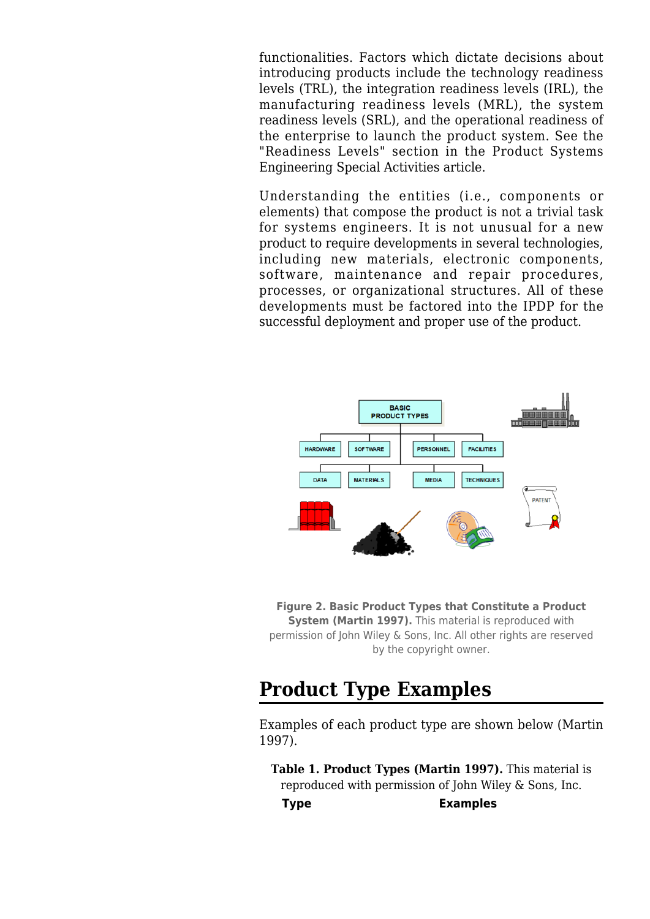functionalities. Factors which dictate decisions about introducing products include the technology readiness levels (TRL), the integration readiness levels (IRL), the manufacturing readiness levels (MRL), the system readiness levels (SRL), and the operational readiness of the enterprise to launch the product system. See the "Readiness Levels" section in the Product Systems Engineering Special Activities article.

Understanding the entities (i.e., components or elements) that compose the product is not a trivial task for systems engineers. It is not unusual for a new product to require developments in several technologies, including new materials, electronic components, software, maintenance and repair procedures, processes, or organizational structures. All of these developments must be factored into the IPDP for the successful deployment and proper use of the product.

**Figure 2. Basic Product Types that Constitute a Product System (Martin 1997).** This material is reproduced with permission of John Wiley & Sons, Inc. All other rights are reserved by the copyright owner.

## Product Type Examples

Examples of each product type are shown below (Martin 1997).

**Table 1. Product Types (Martin 1997).** This material is reproduced with permission of John Wiley & Sons, Inc.

| Type | Examples |
|---|---|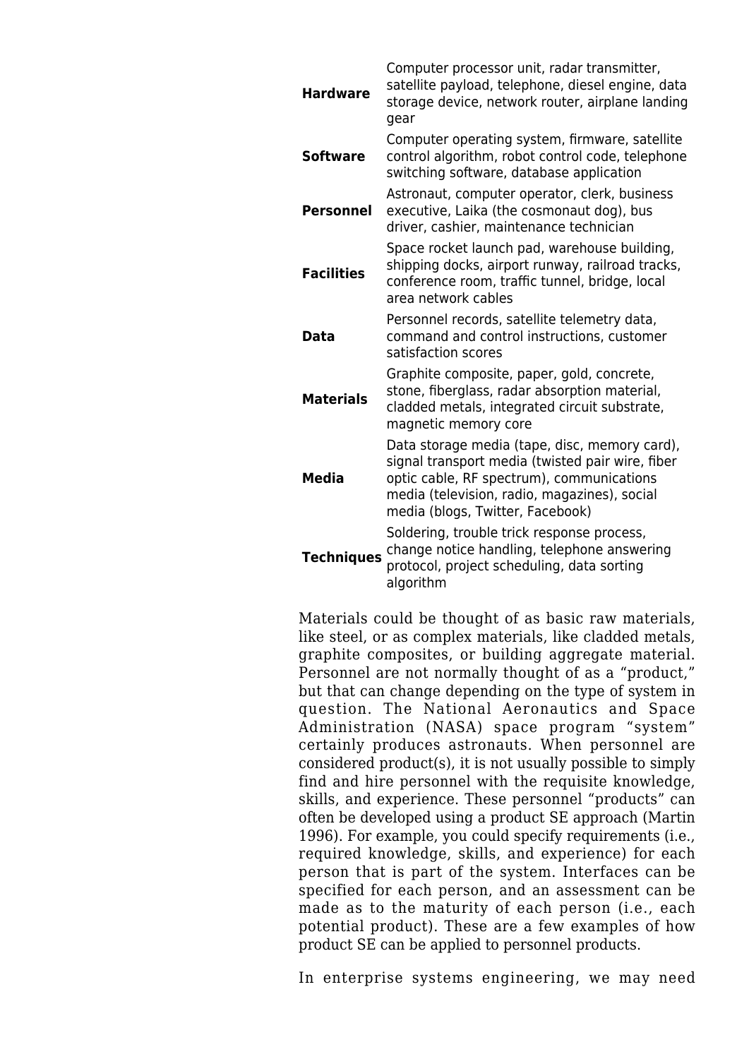| | |
|---|---|
| **Hardware** | Computer processor unit, radar transmitter, satellite payload, telephone, diesel engine, data storage device, network router, airplane landing gear |
| **Software** | Computer operating system, firmware, satellite control algorithm, robot control code, telephone switching software, database application |
| **Personnel** | Astronaut, computer operator, clerk, business executive, Laika (the cosmonaut dog), bus driver, cashier, maintenance technician |
| **Facilities** | Space rocket launch pad, warehouse building, shipping docks, airport runway, railroad tracks, conference room, traffic tunnel, bridge, local area network cables |
| **Data** | Personnel records, satellite telemetry data, command and control instructions, customer satisfaction scores |
| **Materials** | Graphite composite, paper, gold, concrete, stone, fiberglass, radar absorption material, cladded metals, integrated circuit substrate, magnetic memory core |
| **Media** | Data storage media (tape, disc, memory card), signal transport media (twisted pair wire, fiber optic cable, RF spectrum), communications media (television, radio, magazines), social media (blogs, Twitter, Facebook) |
| **Techniques** | Soldering, trouble trick response process, change notice handling, telephone answering protocol, project scheduling, data sorting algorithm |

Materials could be thought of as basic raw materials, like steel, or as complex materials, like cladded metals, graphite composites, or building aggregate material. Personnel are not normally thought of as a "product," but that can change depending on the type of system in question. The National Aeronautics and Space Administration (NASA) space program "system" certainly produces astronauts. When personnel are considered product(s), it is not usually possible to simply find and hire personnel with the requisite knowledge, skills, and experience. These personnel "products" can often be developed using a product SE approach (Martin 1996). For example, you could specify requirements (i.e., required knowledge, skills, and experience) for each person that is part of the system. Interfaces can be specified for each person, and an assessment can be made as to the maturity of each person (i.e., each potential product). These are a few examples of how product SE can be applied to personnel products.

In enterprise systems engineering, we may need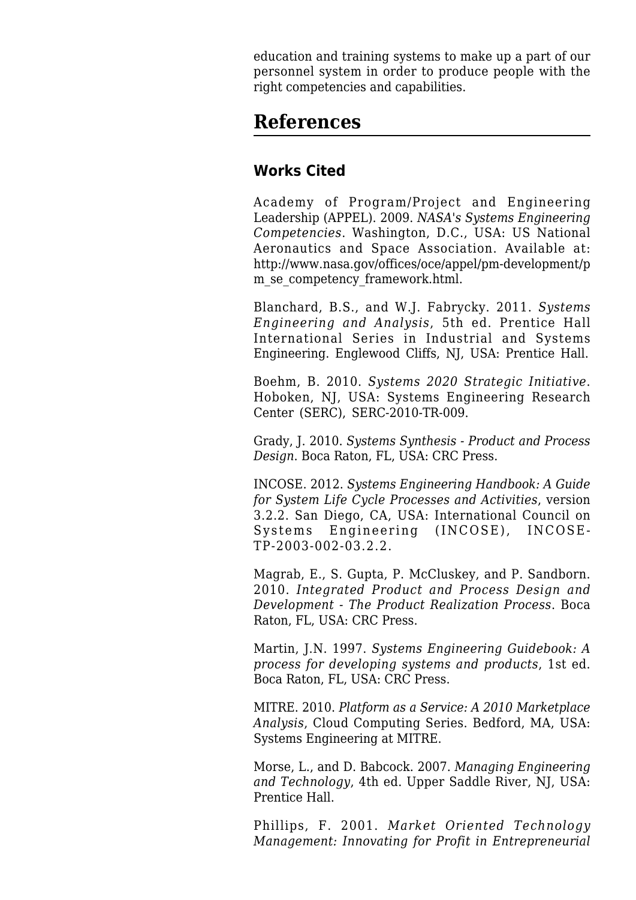education and training systems to make up a part of our personnel system in order to produce people with the right competencies and capabilities.

# References

## Works Cited

Academy of Program/Project and Engineering Leadership (APPEL). 2009. *NASA's Systems Engineering Competencies*. Washington, D.C., USA: US National Aeronautics and Space Association. Available at: http://www.nasa.gov/offices/oce/appel/pm-development/pm_se_competency_framework.html.

Blanchard, B.S., and W.J. Fabrycky. 2011. *Systems Engineering and Analysis*, 5th ed. Prentice Hall International Series in Industrial and Systems Engineering. Englewood Cliffs, NJ, USA: Prentice Hall.

Boehm, B. 2010. *Systems 2020 Strategic Initiative*. Hoboken, NJ, USA: Systems Engineering Research Center (SERC), SERC-2010-TR-009.

Grady, J. 2010. *Systems Synthesis - Product and Process Design*. Boca Raton, FL, USA: CRC Press.

INCOSE. 2012. *Systems Engineering Handbook: A Guide for System Life Cycle Processes and Activities*, version 3.2.2. San Diego, CA, USA: International Council on Systems Engineering (INCOSE), INCOSE-TP-2003-002-03.2.2.

Magrab, E., S. Gupta, P. McCluskey, and P. Sandborn. 2010. *Integrated Product and Process Design and Development - The Product Realization Process*. Boca Raton, FL, USA: CRC Press.

Martin, J.N. 1997. *Systems Engineering Guidebook: A process for developing systems and products*, 1st ed. Boca Raton, FL, USA: CRC Press.

MITRE. 2010. *Platform as a Service: A 2010 Marketplace Analysis*, Cloud Computing Series. Bedford, MA, USA: Systems Engineering at MITRE.

Morse, L., and D. Babcock. 2007. *Managing Engineering and Technology*, 4th ed. Upper Saddle River, NJ, USA: Prentice Hall.

Phillips, F. 2001. *Market Oriented Technology Management: Innovating for Profit in Entrepreneurial*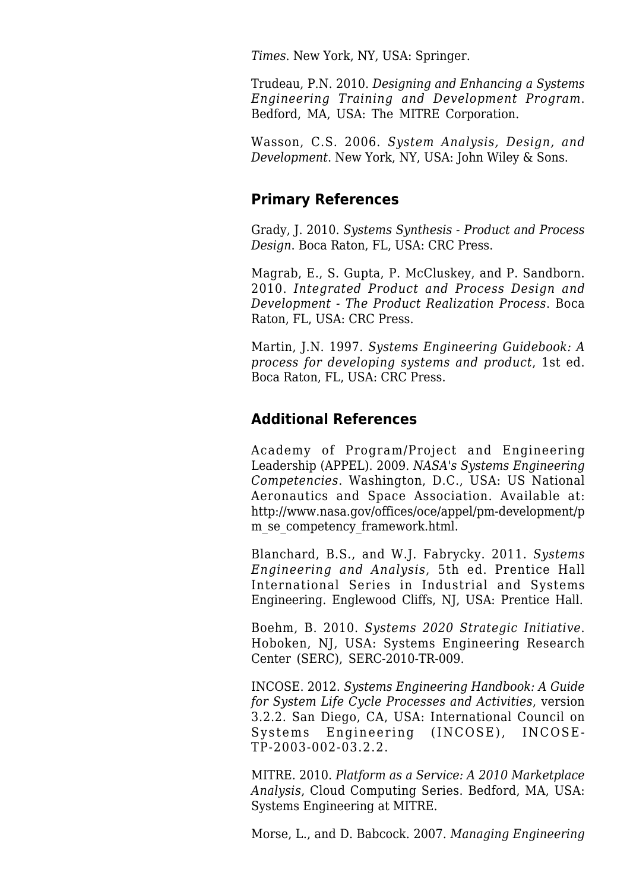*Times*. New York, NY, USA: Springer.

Trudeau, P.N. 2010. *Designing and Enhancing a Systems Engineering Training and Development Program*. Bedford, MA, USA: The MITRE Corporation.

Wasson, C.S. 2006. *System Analysis, Design, and Development*. New York, NY, USA: John Wiley & Sons.

## Primary References

Grady, J. 2010. *Systems Synthesis - Product and Process Design*. Boca Raton, FL, USA: CRC Press.

Magrab, E., S. Gupta, P. McCluskey, and P. Sandborn. 2010. *Integrated Product and Process Design and Development - The Product Realization Process*. Boca Raton, FL, USA: CRC Press.

Martin, J.N. 1997. *Systems Engineering Guidebook: A process for developing systems and product*, 1st ed. Boca Raton, FL, USA: CRC Press.

## Additional References

Academy of Program/Project and Engineering Leadership (APPEL). 2009. *NASA's Systems Engineering Competencies*. Washington, D.C., USA: US National Aeronautics and Space Association. Available at: http://www.nasa.gov/offices/oce/appel/pm-development/pm_se_competency_framework.html.

Blanchard, B.S., and W.J. Fabrycky. 2011. *Systems Engineering and Analysis*, 5th ed. Prentice Hall International Series in Industrial and Systems Engineering. Englewood Cliffs, NJ, USA: Prentice Hall.

Boehm, B. 2010. *Systems 2020 Strategic Initiative*. Hoboken, NJ, USA: Systems Engineering Research Center (SERC), SERC-2010-TR-009.

INCOSE. 2012. *Systems Engineering Handbook: A Guide for System Life Cycle Processes and Activities*, version 3.2.2. San Diego, CA, USA: International Council on Systems Engineering (INCOSE), INCOSE-TP-2003-002-03.2.2.

MITRE. 2010. *Platform as a Service: A 2010 Marketplace Analysis*, Cloud Computing Series. Bedford, MA, USA: Systems Engineering at MITRE.

Morse, L., and D. Babcock. 2007. *Managing Engineering*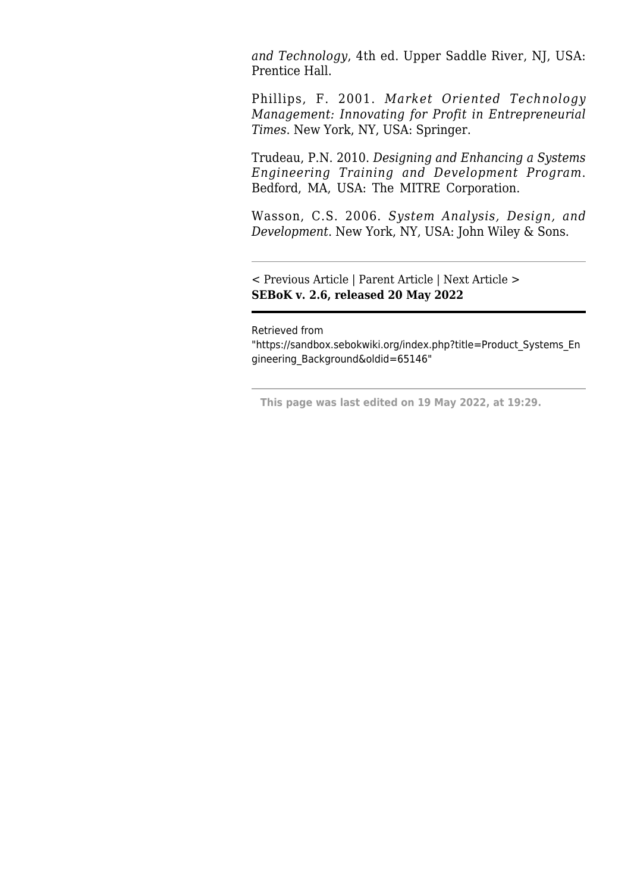*and Technology*, 4th ed. Upper Saddle River, NJ, USA: Prentice Hall.

Phillips, F. 2001. *Market Oriented Technology Management: Innovating for Profit in Entrepreneurial Times*. New York, NY, USA: Springer.

Trudeau, P.N. 2010. *Designing and Enhancing a Systems Engineering Training and Development Program*. Bedford, MA, USA: The MITRE Corporation.

Wasson, C.S. 2006. *System Analysis, Design, and Development*. New York, NY, USA: John Wiley & Sons.

---

< Previous Article | Parent Article | Next Article >
**SEBoK v. 2.6, released 20 May 2022**

Retrieved from "https://sandbox.sebokwiki.org/index.php?title=Product_Systems_Engineering_Background&oldid=65146"

**This page was last edited on 19 May 2022, at 19:29.**